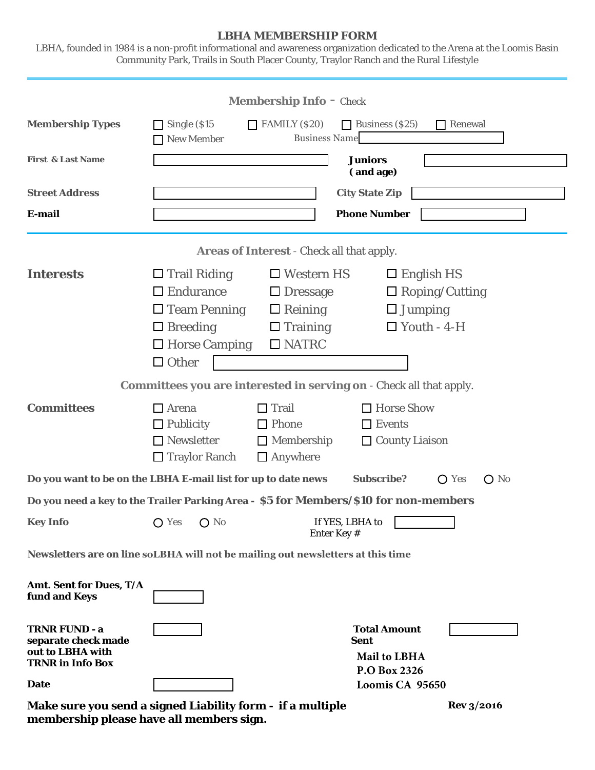# LBHA MEMBERSHIP FORM

LBHA, founded in 1984 is a non-profit informational and awareness organization dedicated to the Arena at the Loomis Basin Community Park, Trails in South Placer County, Traylor Ranch and the Rural Lifestyle

---

## Membership Info - Check

**Membership Types** ☐ Single ($15 ☐ FAMILY ($20) ☐ Business ($25) ☐ Renewal ☐ New Member Business Name ______

**First & Last Name** ______ **Juniors (and age)** ______

**Street Address** ______ **City State Zip** ______

**E-mail** ______ **Phone Number** ______

---

## Areas of Interest - Check all that apply.

**Interests**

| | | |
|---|---|---|
| ☐ Trail Riding | ☐ Western HS | ☐ English HS |
| ☐ Endurance | ☐ Dressage | ☐ Roping/Cutting |
| ☐ Team Penning | ☐ Reining | ☐ Jumping |
| ☐ Breeding | ☐ Training | ☐ Youth - 4-H |
| ☐ Horse Camping | ☐ NATRC | |
| ☐ Other ______ | | |

## Committees you are interested in serving on - Check all that apply.

**Committees**

| | | |
|---|---|---|
| ☐ Arena | ☐ Trail | ☐ Horse Show |
| ☐ Publicity | ☐ Phone | ☐ Events |
| ☐ Newsletter | ☐ Membership | ☐ County Liaison |
| ☐ Traylor Ranch | ☐ Anywhere | |

**Do you want to be on the LBHA E-mail list for up to date news** **Subscribe?** ○ Yes ○ No

**Do you need a key to the Trailer Parking Area - $5 for Members/$10 for non-members**

**Key Info** ○ Yes ○ No If YES, LBHA to Enter Key # ______

**Newsletters are on line soLBHA will not be mailing out newsletters at this time**

**Amt. Sent for Dues, T/A fund and Keys** ______

**TRNR FUND - a separate check made out to LBHA with TRNR in Info Box** ______

**Total Amount Sent** ______

**Mail to LBHA**
**P.O Box 2326**
**Loomis CA 95650**

**Date** ______

**Make sure you send a signed Liability form - if a multiple membership please have all members sign.**

**Rev 3/2016**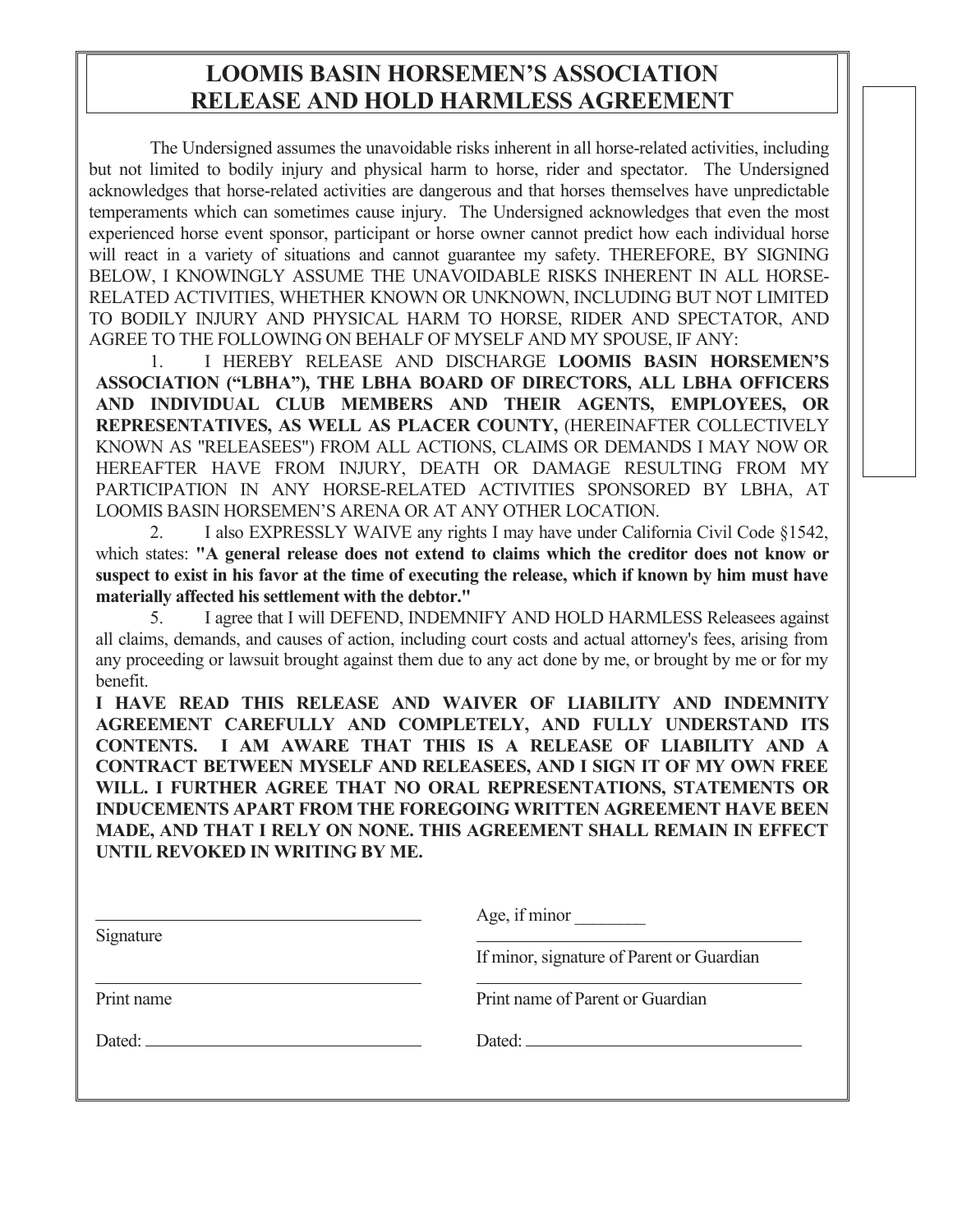# LOOMIS BASIN HORSEMEN'S ASSOCIATION RELEASE AND HOLD HARMLESS AGREEMENT

The Undersigned assumes the unavoidable risks inherent in all horse-related activities, including but not limited to bodily injury and physical harm to horse, rider and spectator. The Undersigned acknowledges that horse-related activities are dangerous and that horses themselves have unpredictable temperaments which can sometimes cause injury. The Undersigned acknowledges that even the most experienced horse event sponsor, participant or horse owner cannot predict how each individual horse will react in a variety of situations and cannot guarantee my safety. THEREFORE, BY SIGNING BELOW, I KNOWINGLY ASSUME THE UNAVOIDABLE RISKS INHERENT IN ALL HORSE-RELATED ACTIVITIES, WHETHER KNOWN OR UNKNOWN, INCLUDING BUT NOT LIMITED TO BODILY INJURY AND PHYSICAL HARM TO HORSE, RIDER AND SPECTATOR, AND AGREE TO THE FOLLOWING ON BEHALF OF MYSELF AND MY SPOUSE, IF ANY:

1. I HEREBY RELEASE AND DISCHARGE **LOOMIS BASIN HORSEMEN'S ASSOCIATION ("LBHA"), THE LBHA BOARD OF DIRECTORS, ALL LBHA OFFICERS AND INDIVIDUAL CLUB MEMBERS AND THEIR AGENTS, EMPLOYEES, OR REPRESENTATIVES, AS WELL AS PLACER COUNTY,** (HEREINAFTER COLLECTIVELY KNOWN AS "RELEASEES") FROM ALL ACTIONS, CLAIMS OR DEMANDS I MAY NOW OR HEREAFTER HAVE FROM INJURY, DEATH OR DAMAGE RESULTING FROM MY PARTICIPATION IN ANY HORSE-RELATED ACTIVITIES SPONSORED BY LBHA, AT LOOMIS BASIN HORSEMEN'S ARENA OR AT ANY OTHER LOCATION.

2. I also EXPRESSLY WAIVE any rights I may have under California Civil Code §1542, which states: **"A general release does not extend to claims which the creditor does not know or suspect to exist in his favor at the time of executing the release, which if known by him must have materially affected his settlement with the debtor."**

5. I agree that I will DEFEND, INDEMNIFY AND HOLD HARMLESS Releasees against all claims, demands, and causes of action, including court costs and actual attorney's fees, arising from any proceeding or lawsuit brought against them due to any act done by me, or brought by me or for my benefit.

**I HAVE READ THIS RELEASE AND WAIVER OF LIABILITY AND INDEMNITY AGREEMENT CAREFULLY AND COMPLETELY, AND FULLY UNDERSTAND ITS CONTENTS. I AM AWARE THAT THIS IS A RELEASE OF LIABILITY AND A CONTRACT BETWEEN MYSELF AND RELEASEES, AND I SIGN IT OF MY OWN FREE WILL. I FURTHER AGREE THAT NO ORAL REPRESENTATIONS, STATEMENTS OR INDUCEMENTS APART FROM THE FOREGOING WRITTEN AGREEMENT HAVE BEEN MADE, AND THAT I RELY ON NONE. THIS AGREEMENT SHALL REMAIN IN EFFECT UNTIL REVOKED IN WRITING BY ME.**

______________________________
Signature

______________________________
Print name

Dated: ______________________________

Age, if minor ________

______________________________
If minor, signature of Parent or Guardian

______________________________
Print name of Parent or Guardian

Dated: ______________________________